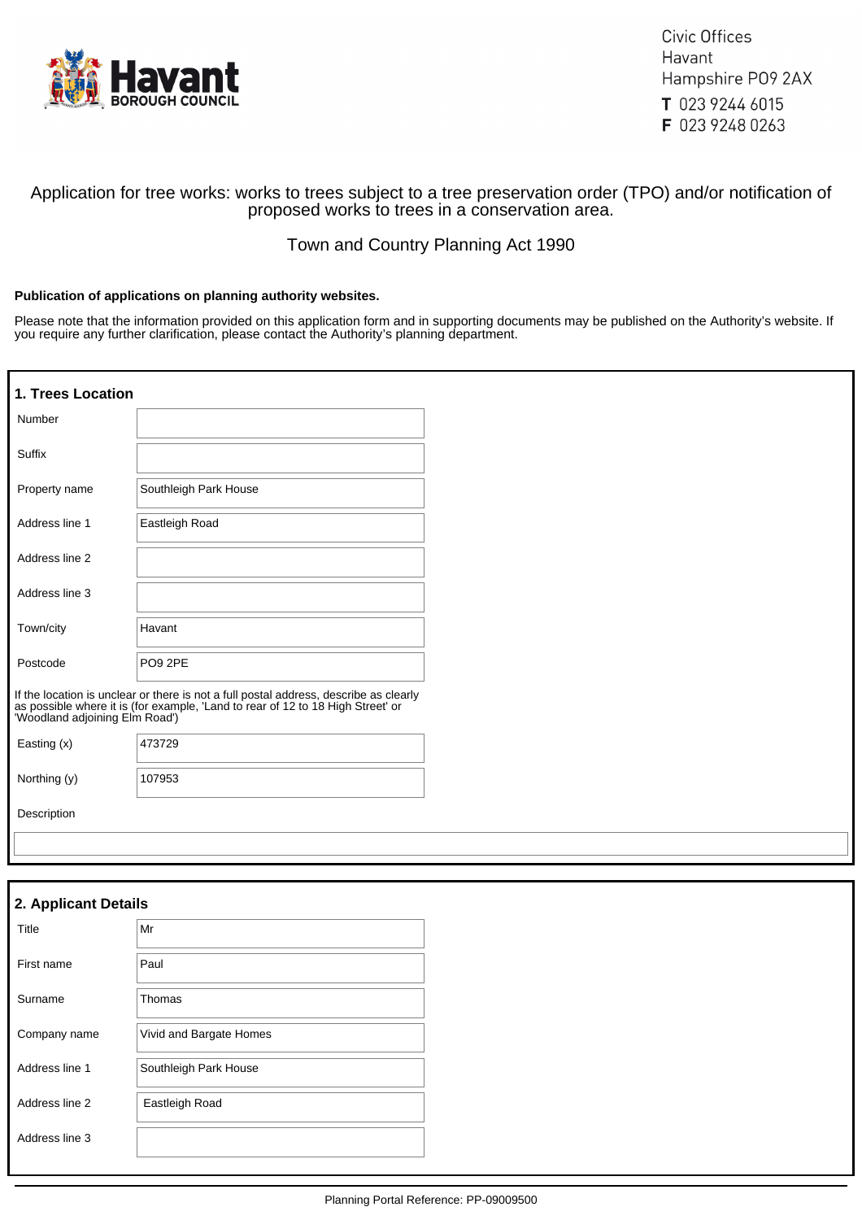Havant BOROUGH COUNCIL

Civic Offices
Havant
Hampshire PO9 2AX
**T** 023 9244 6015
**F** 023 9248 0263

# Application for tree works: works to trees subject to a tree preservation order (TPO) and/or notification of proposed works to trees in a conservation area.

Town and Country Planning Act 1990

**Publication of applications on planning authority websites.**

Please note that the information provided on this application form and in supporting documents may be published on the Authority's website. If you require any further clarification, please contact the Authority's planning department.

## 1. Trees Location

| | |
|---|---|
| Number | |
| Suffix | |
| Property name | Southleigh Park House |
| Address line 1 | Eastleigh Road |
| Address line 2 | |
| Address line 3 | |
| Town/city | Havant |
| Postcode | PO9 2PE |

If the location is unclear or there is not a full postal address, describe as clearly as possible where it is (for example, 'Land to rear of 12 to 18 High Street' or 'Woodland adjoining Elm Road')

| | |
|---|---|
| Easting (x) | 473729 |
| Northing (y) | 107953 |

Description

## 2. Applicant Details

| | |
|---|---|
| Title | Mr |
| First name | Paul |
| Surname | Thomas |
| Company name | Vivid and Bargate Homes |
| Address line 1 | Southleigh Park House |
| Address line 2 | Eastleigh Road |
| Address line 3 | |

Planning Portal Reference: PP-09009500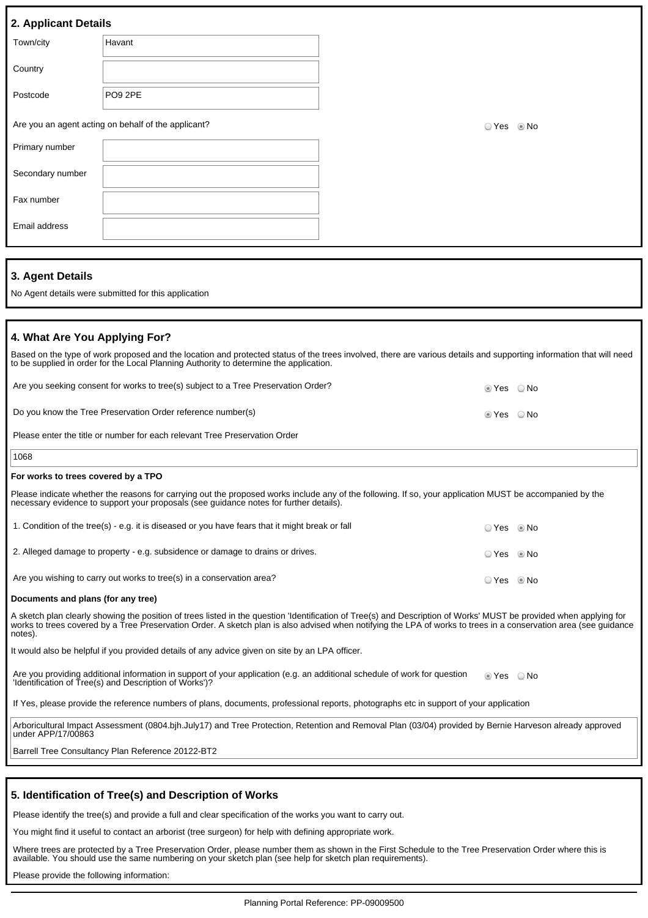## 2. Applicant Details

| | |
|---|---|
| Town/city | Havant |
| Country | |
| Postcode | PO9 2PE |

Are you an agent acting on behalf of the applicant? ○ Yes ● No

| | |
|---|---|
| Primary number | |
| Secondary number | |
| Fax number | |
| Email address | |

## 3. Agent Details

No Agent details were submitted for this application

## 4. What Are You Applying For?

Based on the type of work proposed and the location and protected status of the trees involved, there are various details and supporting information that will need to be supplied in order for the Local Planning Authority to determine the application.

Are you seeking consent for works to tree(s) subject to a Tree Preservation Order? ● Yes ○ No

Do you know the Tree Preservation Order reference number(s) ● Yes ○ No

Please enter the title or number for each relevant Tree Preservation Order

1068

**For works to trees covered by a TPO**

Please indicate whether the reasons for carrying out the proposed works include any of the following. If so, your application MUST be accompanied by the necessary evidence to support your proposals (see guidance notes for further details).

1. Condition of the tree(s) - e.g. it is diseased or you have fears that it might break or fall ○ Yes ● No

2. Alleged damage to property - e.g. subsidence or damage to drains or drives. ○ Yes ● No

Are you wishing to carry out works to tree(s) in a conservation area? ○ Yes ● No

**Documents and plans (for any tree)**

A sketch plan clearly showing the position of trees listed in the question 'Identification of Tree(s) and Description of Works' MUST be provided when applying for works to trees covered by a Tree Preservation Order. A sketch plan is also advised when notifying the LPA of works to trees in a conservation area (see guidance notes).

It would also be helpful if you provided details of any advice given on site by an LPA officer.

Are you providing additional information in support of your application (e.g. an additional schedule of work for question 'Identification of Tree(s) and Description of Works')? ● Yes ○ No

If Yes, please provide the reference numbers of plans, documents, professional reports, photographs etc in support of your application

Arboricultural Impact Assessment (0804.bjh.July17) and Tree Protection, Retention and Removal Plan (03/04) provided by Bernie Harveson already approved under APP/17/00863

Barrell Tree Consultancy Plan Reference 20122-BT2

## 5. Identification of Tree(s) and Description of Works

Please identify the tree(s) and provide a full and clear specification of the works you want to carry out.

You might find it useful to contact an arborist (tree surgeon) for help with defining appropriate work.

Where trees are protected by a Tree Preservation Order, please number them as shown in the First Schedule to the Tree Preservation Order where this is available. You should use the same numbering on your sketch plan (see help for sketch plan requirements).

Please provide the following information:

Planning Portal Reference: PP-09009500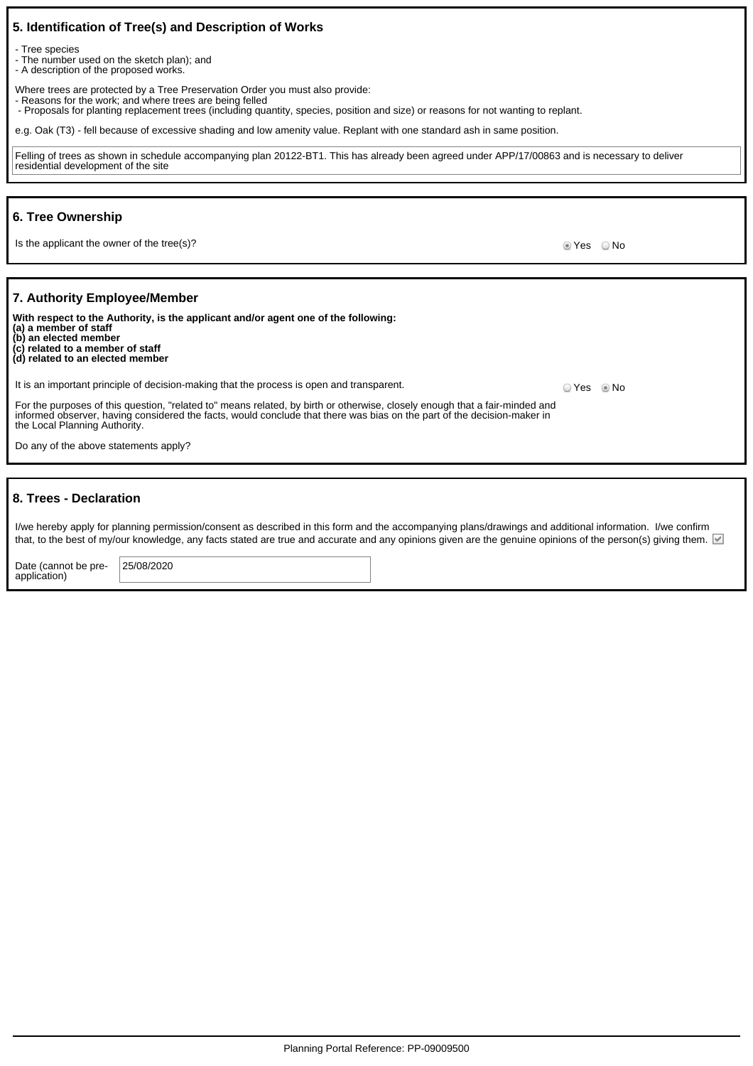## 5. Identification of Tree(s) and Description of Works

- Tree species
- The number used on the sketch plan); and
- A description of the proposed works.

Where trees are protected by a Tree Preservation Order you must also provide:

- Reasons for the work; and where trees are being felled
- Proposals for planting replacement trees (including quantity, species, position and size) or reasons for not wanting to replant.

e.g. Oak (T3) - fell because of excessive shading and low amenity value. Replant with one standard ash in same position.

Felling of trees as shown in schedule accompanying plan 20122-BT1. This has already been agreed under APP/17/00863 and is necessary to deliver residential development of the site

## 6. Tree Ownership

Is the applicant the owner of the tree(s)? ◉ Yes ○ No

## 7. Authority Employee/Member

**With respect to the Authority, is the applicant and/or agent one of the following:**
**(a) a member of staff**
**(b) an elected member**
**(c) related to a member of staff**
**(d) related to an elected member**

It is an important principle of decision-making that the process is open and transparent. ○ Yes ◉ No

For the purposes of this question, "related to" means related, by birth or otherwise, closely enough that a fair-minded and informed observer, having considered the facts, would conclude that there was bias on the part of the decision-maker in the Local Planning Authority.

Do any of the above statements apply?

## 8. Trees - Declaration

I/we hereby apply for planning permission/consent as described in this form and the accompanying plans/drawings and additional information. I/we confirm that, to the best of my/our knowledge, any facts stated are true and accurate and any opinions given are the genuine opinions of the person(s) giving them. ☑

Date (cannot be pre-application): 25/08/2020

Planning Portal Reference: PP-09009500